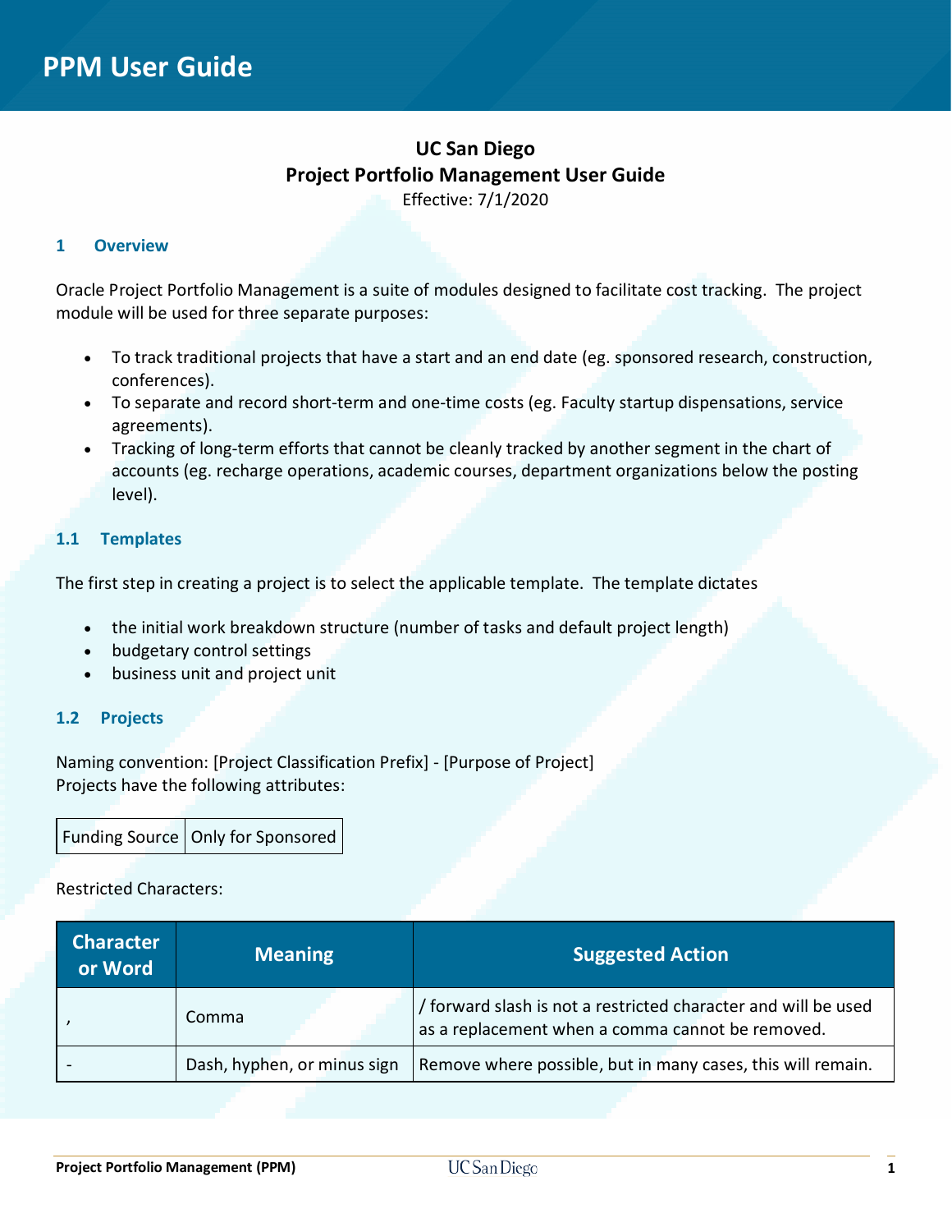# PPM User Guide

**UC San Diego**
**Project Portfolio Management User Guide**
Effective: 7/1/2020

## 1 Overview

Oracle Project Portfolio Management is a suite of modules designed to facilitate cost tracking. The project module will be used for three separate purposes:

- To track traditional projects that have a start and an end date (eg. sponsored research, construction, conferences).
- To separate and record short-term and one-time costs (eg. Faculty startup dispensations, service agreements).
- Tracking of long-term efforts that cannot be cleanly tracked by another segment in the chart of accounts (eg. recharge operations, academic courses, department organizations below the posting level).

### 1.1 Templates

The first step in creating a project is to select the applicable template. The template dictates

- the initial work breakdown structure (number of tasks and default project length)
- budgetary control settings
- business unit and project unit

### 1.2 Projects

Naming convention: [Project Classification Prefix] - [Purpose of Project]
Projects have the following attributes:

| Funding Source | Only for Sponsored |
|---|---|

Restricted Characters:

| Character or Word | Meaning | Suggested Action |
|---|---|---|
| , | Comma | / forward slash is not a restricted character and will be used as a replacement when a comma cannot be removed. |
| - | Dash, hyphen, or minus sign | Remove where possible, but in many cases, this will remain. |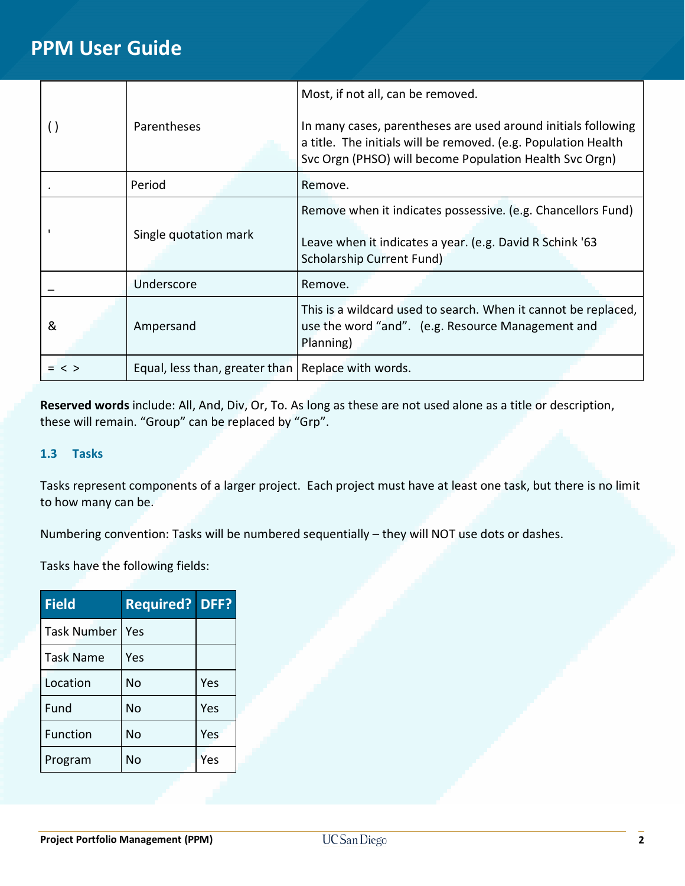| ( ) | Parentheses | Most, if not all, can be removed.<br><br>In many cases, parentheses are used around initials following a title. The initials will be removed. (e.g. Population Health Svc Orgn (PHSO) will become Population Health Svc Orgn) |
|---|---|---|
| . | Period | Remove. |
| ' | Single quotation mark | Remove when it indicates possessive. (e.g. Chancellors Fund)<br><br>Leave when it indicates a year. (e.g. David R Schink '63 Scholarship Current Fund) |
| _ | Underscore | Remove. |
| & | Ampersand | This is a wildcard used to search. When it cannot be replaced, use the word "and". (e.g. Resource Management and Planning) |
| = < > | Equal, less than, greater than | Replace with words. |

**Reserved words** include: All, And, Div, Or, To. As long as these are not used alone as a title or description, these will remain. "Group" can be replaced by "Grp".

### 1.3 Tasks

Tasks represent components of a larger project. Each project must have at least one task, but there is no limit to how many can be.

Numbering convention: Tasks will be numbered sequentially – they will NOT use dots or dashes.

Tasks have the following fields:

| Field | Required? | DFF? |
|---|---|---|
| Task Number | Yes | |
| Task Name | Yes | |
| Location | No | Yes |
| Fund | No | Yes |
| Function | No | Yes |
| Program | No | Yes |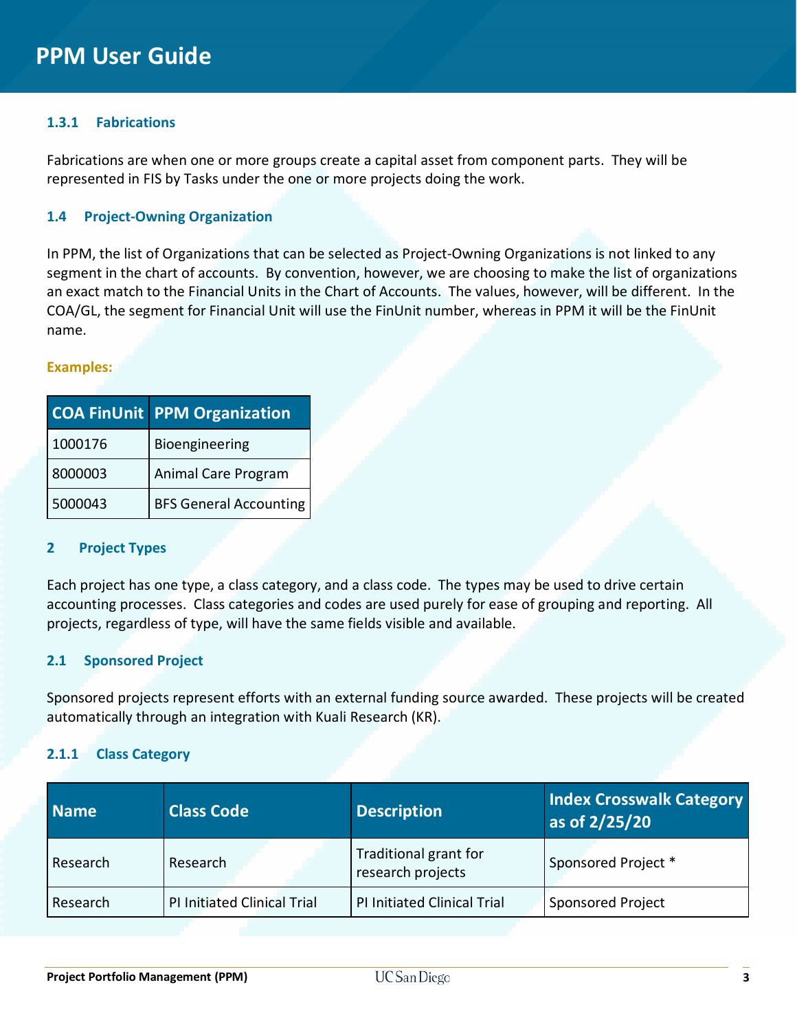### 1.3.1 Fabrications

Fabrications are when one or more groups create a capital asset from component parts. They will be represented in FIS by Tasks under the one or more projects doing the work.

## 1.4 Project-Owning Organization

In PPM, the list of Organizations that can be selected as Project-Owning Organizations is not linked to any segment in the chart of accounts. By convention, however, we are choosing to make the list of organizations an exact match to the Financial Units in the Chart of Accounts. The values, however, will be different. In the COA/GL, the segment for Financial Unit will use the FinUnit number, whereas in PPM it will be the FinUnit name.

**Examples:**

| COA FinUnit | PPM Organization |
|---|---|
| 1000176 | Bioengineering |
| 8000003 | Animal Care Program |
| 5000043 | BFS General Accounting |

# 2 Project Types

Each project has one type, a class category, and a class code. The types may be used to drive certain accounting processes. Class categories and codes are used purely for ease of grouping and reporting. All projects, regardless of type, will have the same fields visible and available.

## 2.1 Sponsored Project

Sponsored projects represent efforts with an external funding source awarded. These projects will be created automatically through an integration with Kuali Research (KR).

### 2.1.1 Class Category

| Name | Class Code | Description | Index Crosswalk Category as of 2/25/20 |
|---|---|---|---|
| Research | Research | Traditional grant for research projects | Sponsored Project * |
| Research | PI Initiated Clinical Trial | PI Initiated Clinical Trial | Sponsored Project |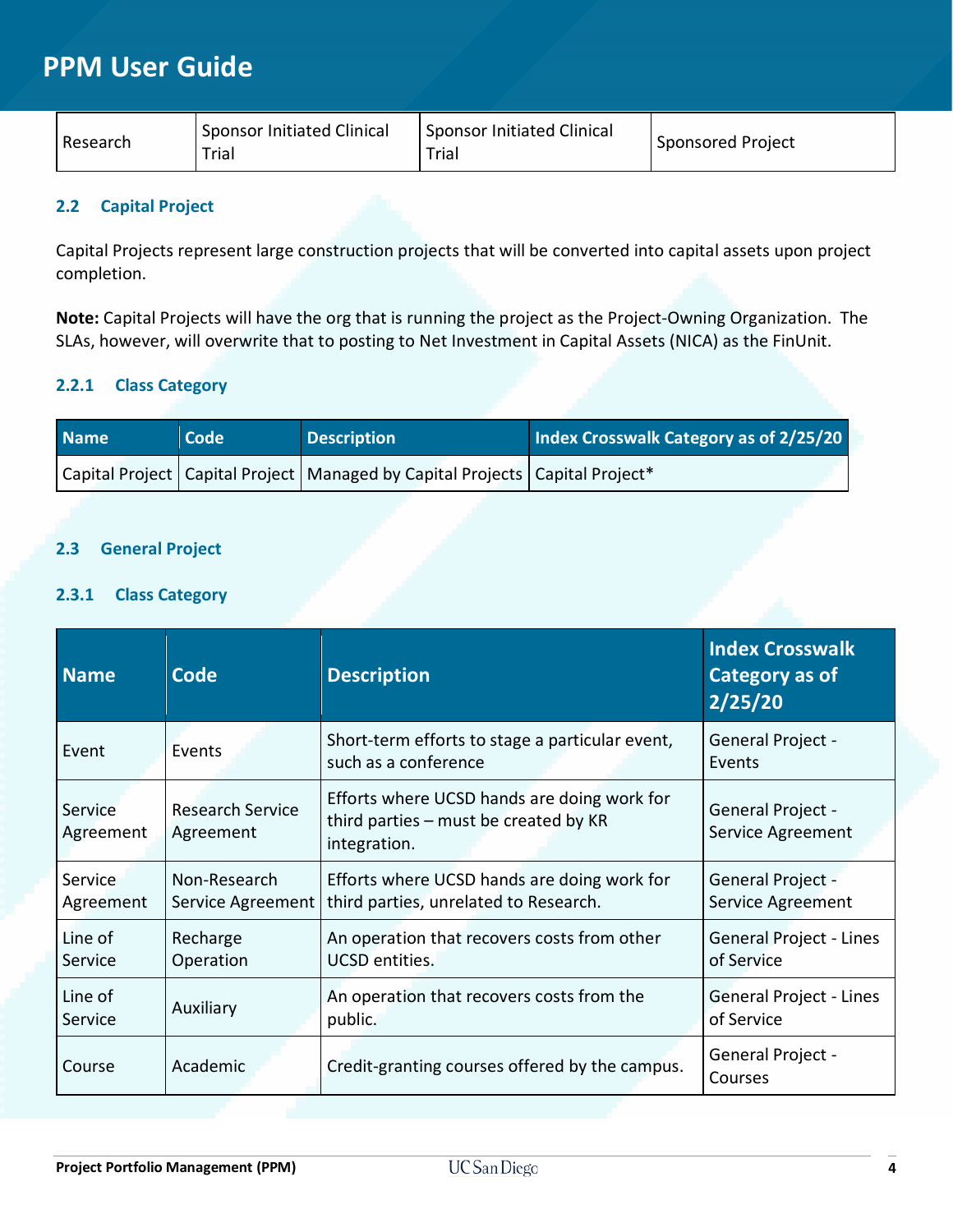| Research | Sponsor Initiated Clinical Trial | Sponsor Initiated Clinical Trial | Sponsored Project |
|---|---|---|---|

### 2.2 Capital Project

Capital Projects represent large construction projects that will be converted into capital assets upon project completion.

**Note:** Capital Projects will have the org that is running the project as the Project-Owning Organization. The SLAs, however, will overwrite that to posting to Net Investment in Capital Assets (NICA) as the FinUnit.

#### 2.2.1 Class Category

| Name | Code | Description | Index Crosswalk Category as of 2/25/20 |
|---|---|---|---|
| Capital Project | Capital Project | Managed by Capital Projects | Capital Project* |

### 2.3 General Project

#### 2.3.1 Class Category

| Name | Code | Description | Index Crosswalk Category as of 2/25/20 |
|---|---|---|---|
| Event | Events | Short-term efforts to stage a particular event, such as a conference | General Project - Events |
| Service Agreement | Research Service Agreement | Efforts where UCSD hands are doing work for third parties – must be created by KR integration. | General Project - Service Agreement |
| Service Agreement | Non-Research Service Agreement | Efforts where UCSD hands are doing work for third parties, unrelated to Research. | General Project - Service Agreement |
| Line of Service | Recharge Operation | An operation that recovers costs from other UCSD entities. | General Project - Lines of Service |
| Line of Service | Auxiliary | An operation that recovers costs from the public. | General Project - Lines of Service |
| Course | Academic | Credit-granting courses offered by the campus. | General Project - Courses |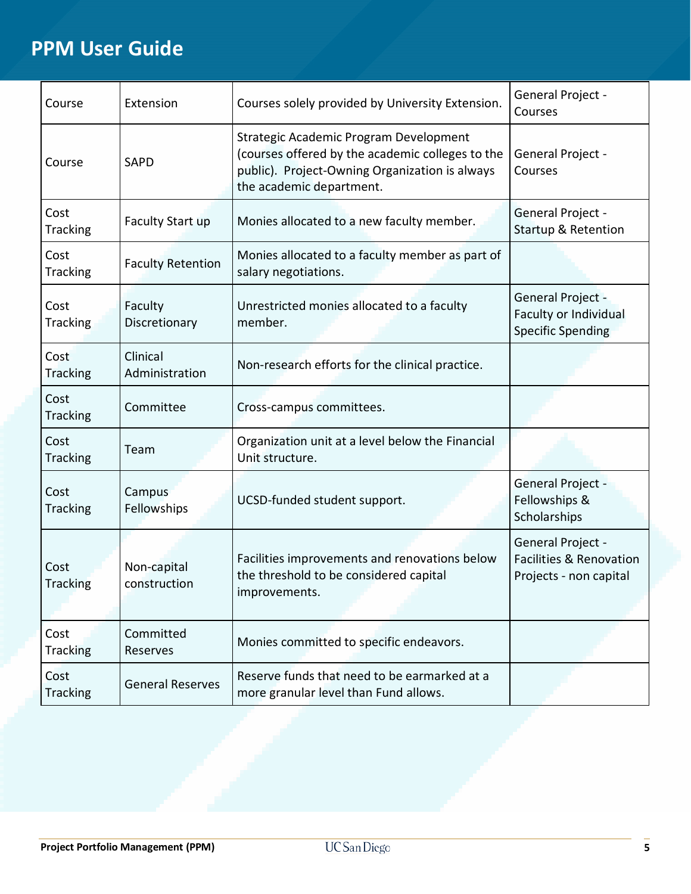| Course | Extension | Courses solely provided by University Extension. | General Project - Courses |
|---|---|---|---|
| Course | SAPD | Strategic Academic Program Development (courses offered by the academic colleges to the public). Project-Owning Organization is always the academic department. | General Project - Courses |
| Cost Tracking | Faculty Start up | Monies allocated to a new faculty member. | General Project - Startup & Retention |
| Cost Tracking | Faculty Retention | Monies allocated to a faculty member as part of salary negotiations. | |
| Cost Tracking | Faculty Discretionary | Unrestricted monies allocated to a faculty member. | General Project - Faculty or Individual Specific Spending |
| Cost Tracking | Clinical Administration | Non-research efforts for the clinical practice. | |
| Cost Tracking | Committee | Cross-campus committees. | |
| Cost Tracking | Team | Organization unit at a level below the Financial Unit structure. | |
| Cost Tracking | Campus Fellowships | UCSD-funded student support. | General Project - Fellowships & Scholarships |
| Cost Tracking | Non-capital construction | Facilities improvements and renovations below the threshold to be considered capital improvements. | General Project - Facilities & Renovation Projects - non capital |
| Cost Tracking | Committed Reserves | Monies committed to specific endeavors. | |
| Cost Tracking | General Reserves | Reserve funds that need to be earmarked at a more granular level than Fund allows. | |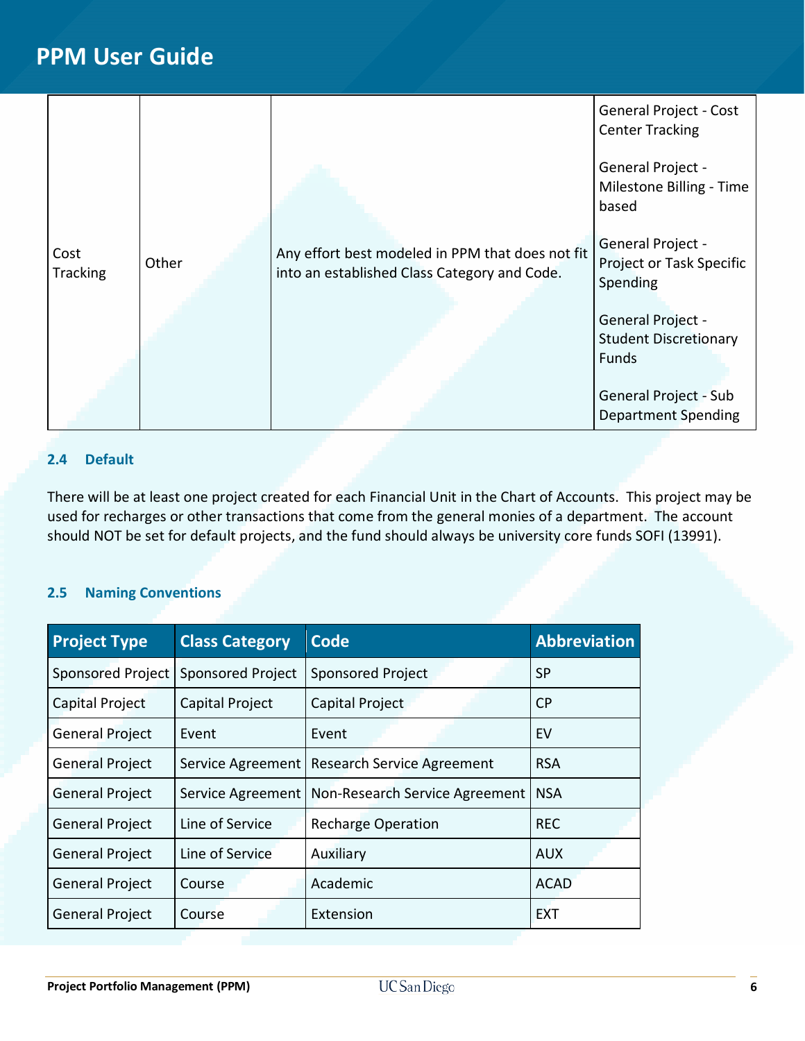| Cost Tracking | Other | Any effort best modeled in PPM that does not fit into an established Class Category and Code. | General Project - Cost Center Tracking<br><br>General Project - Milestone Billing - Time based<br><br>General Project - Project or Task Specific Spending<br><br>General Project - Student Discretionary Funds<br><br>General Project - Sub Department Spending |
|---|---|---|---|

### 2.4 Default

There will be at least one project created for each Financial Unit in the Chart of Accounts. This project may be used for recharges or other transactions that come from the general monies of a department. The account should NOT be set for default projects, and the fund should always be university core funds SOFI (13991).

### 2.5 Naming Conventions

| Project Type | Class Category | Code | Abbreviation |
|---|---|---|---|
| Sponsored Project | Sponsored Project | Sponsored Project | SP |
| Capital Project | Capital Project | Capital Project | CP |
| General Project | Event | Event | EV |
| General Project | Service Agreement | Research Service Agreement | RSA |
| General Project | Service Agreement | Non-Research Service Agreement | NSA |
| General Project | Line of Service | Recharge Operation | REC |
| General Project | Line of Service | Auxiliary | AUX |
| General Project | Course | Academic | ACAD |
| General Project | Course | Extension | EXT |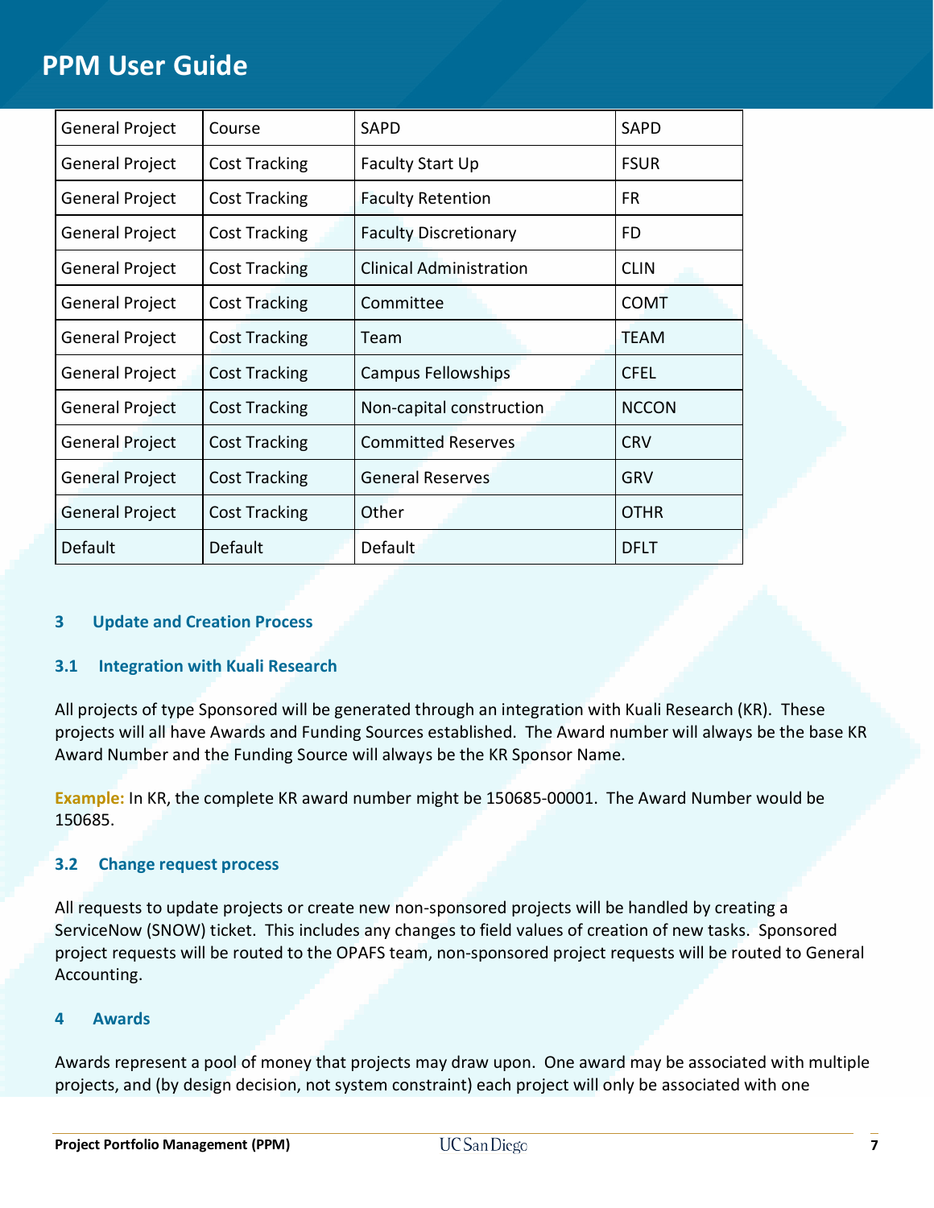| General Project | Course | SAPD | SAPD |
|---|---|---|---|
| General Project | Cost Tracking | Faculty Start Up | FSUR |
| General Project | Cost Tracking | Faculty Retention | FR |
| General Project | Cost Tracking | Faculty Discretionary | FD |
| General Project | Cost Tracking | Clinical Administration | CLIN |
| General Project | Cost Tracking | Committee | COMT |
| General Project | Cost Tracking | Team | TEAM |
| General Project | Cost Tracking | Campus Fellowships | CFEL |
| General Project | Cost Tracking | Non-capital construction | NCCON |
| General Project | Cost Tracking | Committed Reserves | CRV |
| General Project | Cost Tracking | General Reserves | GRV |
| General Project | Cost Tracking | Other | OTHR |
| Default | Default | Default | DFLT |

# 3 Update and Creation Process

## 3.1 Integration with Kuali Research

All projects of type Sponsored will be generated through an integration with Kuali Research (KR). These projects will all have Awards and Funding Sources established. The Award number will always be the base KR Award Number and the Funding Source will always be the KR Sponsor Name.

**Example:** In KR, the complete KR award number might be 150685-00001. The Award Number would be 150685.

## 3.2 Change request process

All requests to update projects or create new non-sponsored projects will be handled by creating a ServiceNow (SNOW) ticket. This includes any changes to field values of creation of new tasks. Sponsored project requests will be routed to the OPAFS team, non-sponsored project requests will be routed to General Accounting.

# 4 Awards

Awards represent a pool of money that projects may draw upon. One award may be associated with multiple projects, and (by design decision, not system constraint) each project will only be associated with one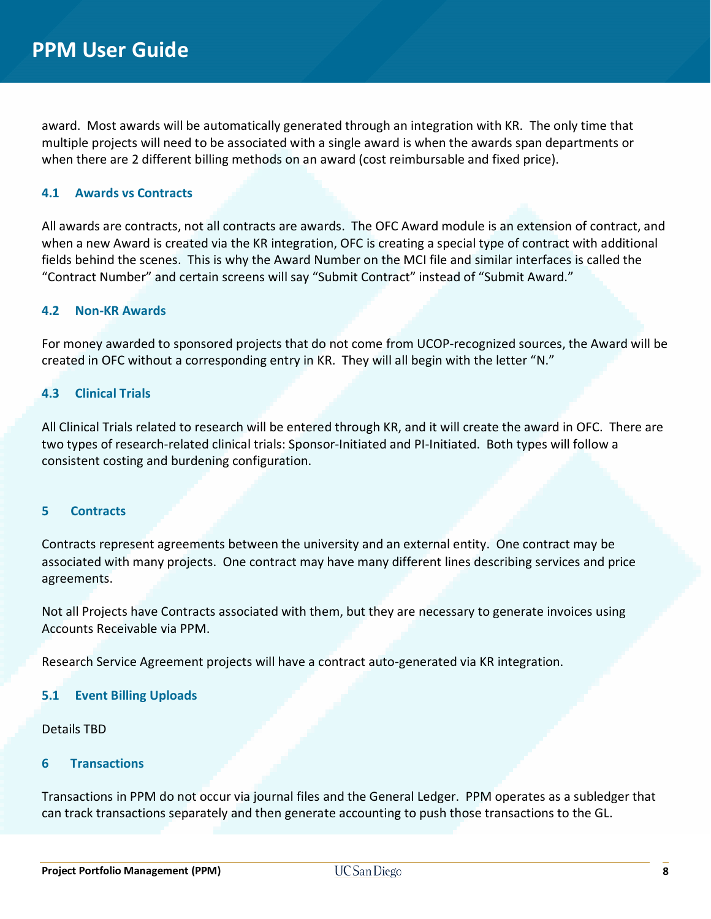award. Most awards will be automatically generated through an integration with KR. The only time that multiple projects will need to be associated with a single award is when the awards span departments or when there are 2 different billing methods on an award (cost reimbursable and fixed price).

### 4.1 Awards vs Contracts

All awards are contracts, not all contracts are awards. The OFC Award module is an extension of contract, and when a new Award is created via the KR integration, OFC is creating a special type of contract with additional fields behind the scenes. This is why the Award Number on the MCI file and similar interfaces is called the "Contract Number" and certain screens will say "Submit Contract" instead of "Submit Award."

### 4.2 Non-KR Awards

For money awarded to sponsored projects that do not come from UCOP-recognized sources, the Award will be created in OFC without a corresponding entry in KR. They will all begin with the letter "N."

### 4.3 Clinical Trials

All Clinical Trials related to research will be entered through KR, and it will create the award in OFC. There are two types of research-related clinical trials: Sponsor-Initiated and PI-Initiated. Both types will follow a consistent costing and burdening configuration.

## 5 Contracts

Contracts represent agreements between the university and an external entity. One contract may be associated with many projects. One contract may have many different lines describing services and price agreements.

Not all Projects have Contracts associated with them, but they are necessary to generate invoices using Accounts Receivable via PPM.

Research Service Agreement projects will have a contract auto-generated via KR integration.

### 5.1 Event Billing Uploads

Details TBD

## 6 Transactions

Transactions in PPM do not occur via journal files and the General Ledger. PPM operates as a subledger that can track transactions separately and then generate accounting to push those transactions to the GL.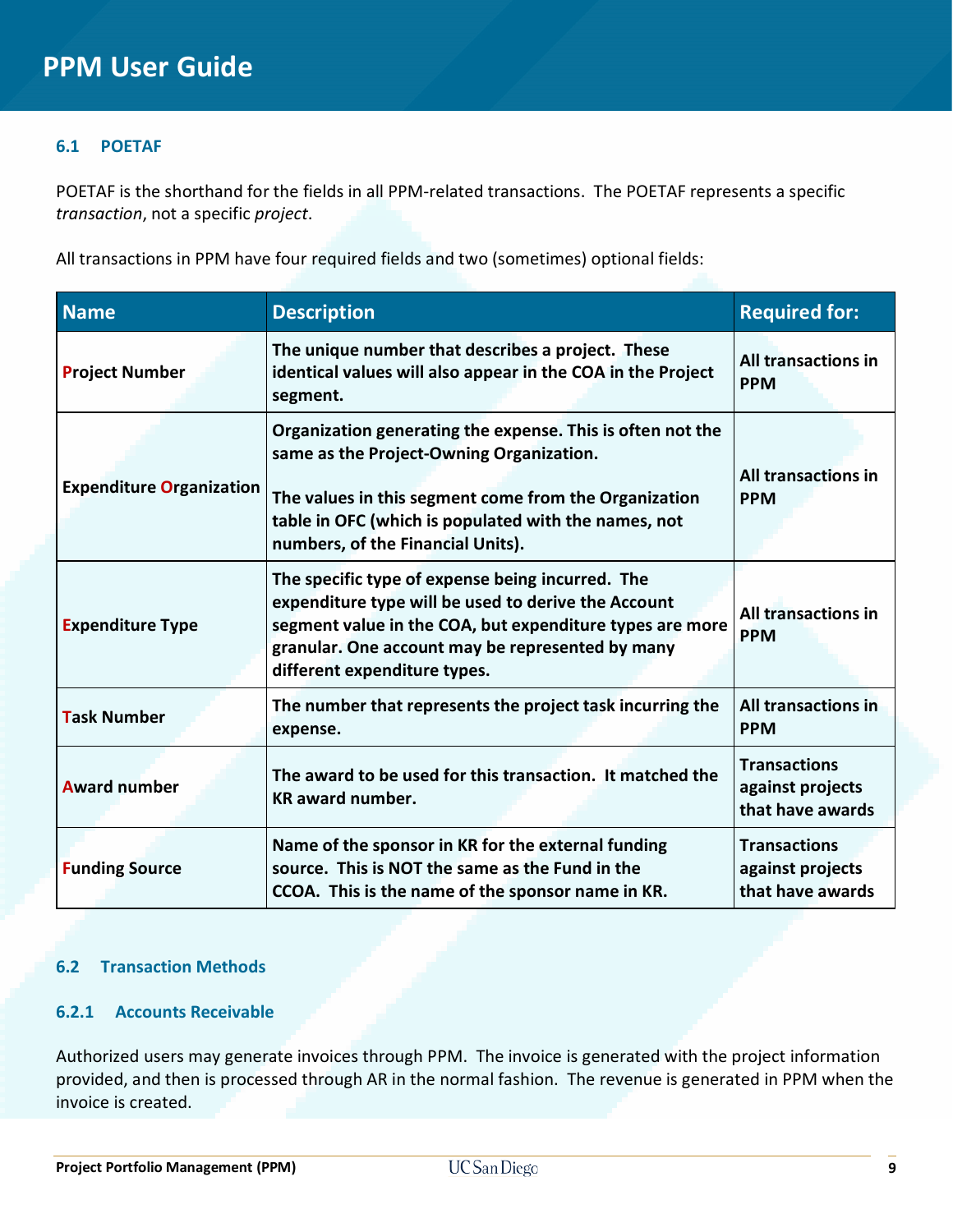## 6.1 POETAF

POETAF is the shorthand for the fields in all PPM-related transactions. The POETAF represents a specific *transaction*, not a specific *project*.

All transactions in PPM have four required fields and two (sometimes) optional fields:

| Name | Description | Required for: |
|---|---|---|
| **Project Number** | **The unique number that describes a project. These identical values will also appear in the COA in the Project segment.** | **All transactions in PPM** |
| **Expenditure Organization** | **Organization generating the expense. This is often not the same as the Project-Owning Organization.**<br><br>**The values in this segment come from the Organization table in OFC (which is populated with the names, not numbers, of the Financial Units).** | **All transactions in PPM** |
| **Expenditure Type** | **The specific type of expense being incurred. The expenditure type will be used to derive the Account segment value in the COA, but expenditure types are more granular. One account may be represented by many different expenditure types.** | **All transactions in PPM** |
| **Task Number** | **The number that represents the project task incurring the expense.** | **All transactions in PPM** |
| **Award number** | **The award to be used for this transaction. It matched the KR award number.** | **Transactions against projects that have awards** |
| **Funding Source** | **Name of the sponsor in KR for the external funding source. This is NOT the same as the Fund in the CCOA. This is the name of the sponsor name in KR.** | **Transactions against projects that have awards** |

## 6.2 Transaction Methods

### 6.2.1 Accounts Receivable

Authorized users may generate invoices through PPM. The invoice is generated with the project information provided, and then is processed through AR in the normal fashion. The revenue is generated in PPM when the invoice is created.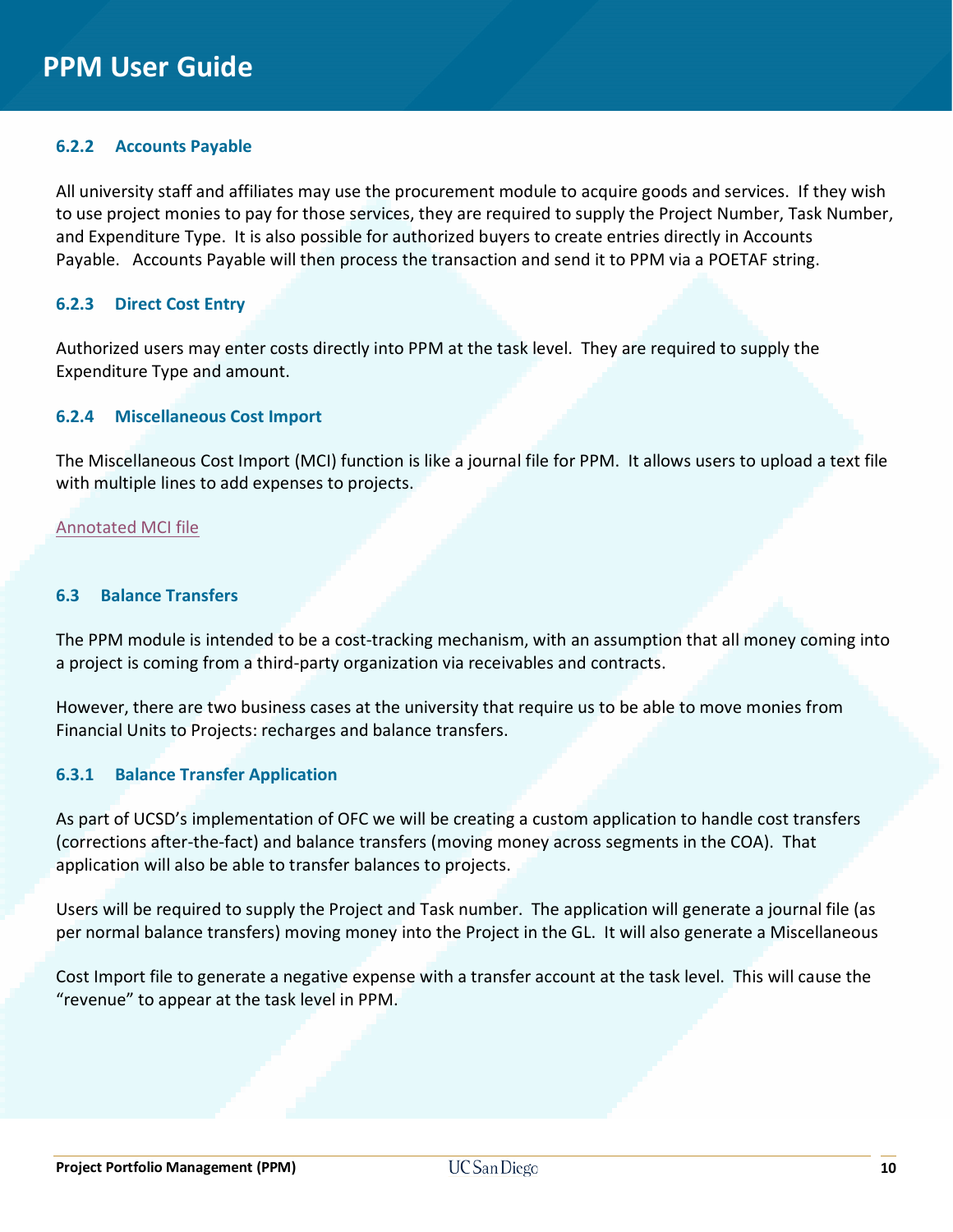### 6.2.2 Accounts Payable

All university staff and affiliates may use the procurement module to acquire goods and services. If they wish to use project monies to pay for those services, they are required to supply the Project Number, Task Number, and Expenditure Type. It is also possible for authorized buyers to create entries directly in Accounts Payable. Accounts Payable will then process the transaction and send it to PPM via a POETAF string.

### 6.2.3 Direct Cost Entry

Authorized users may enter costs directly into PPM at the task level. They are required to supply the Expenditure Type and amount.

### 6.2.4 Miscellaneous Cost Import

The Miscellaneous Cost Import (MCI) function is like a journal file for PPM. It allows users to upload a text file with multiple lines to add expenses to projects.

Annotated MCI file

## 6.3 Balance Transfers

The PPM module is intended to be a cost-tracking mechanism, with an assumption that all money coming into a project is coming from a third-party organization via receivables and contracts.

However, there are two business cases at the university that require us to be able to move monies from Financial Units to Projects: recharges and balance transfers.

### 6.3.1 Balance Transfer Application

As part of UCSD's implementation of OFC we will be creating a custom application to handle cost transfers (corrections after-the-fact) and balance transfers (moving money across segments in the COA). That application will also be able to transfer balances to projects.

Users will be required to supply the Project and Task number. The application will generate a journal file (as per normal balance transfers) moving money into the Project in the GL. It will also generate a Miscellaneous Cost Import file to generate a negative expense with a transfer account at the task level. This will cause the "revenue" to appear at the task level in PPM.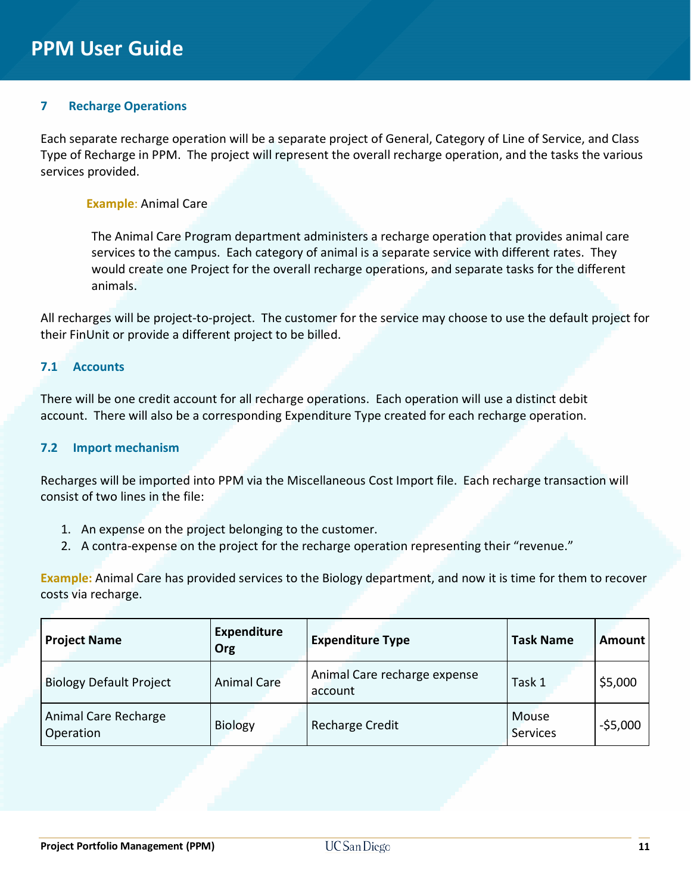## 7 Recharge Operations

Each separate recharge operation will be a separate project of General, Category of Line of Service, and Class Type of Recharge in PPM. The project will represent the overall recharge operation, and the tasks the various services provided.

> **Example**: Animal Care
>
> The Animal Care Program department administers a recharge operation that provides animal care services to the campus. Each category of animal is a separate service with different rates. They would create one Project for the overall recharge operations, and separate tasks for the different animals.

All recharges will be project-to-project. The customer for the service may choose to use the default project for their FinUnit or provide a different project to be billed.

### 7.1 Accounts

There will be one credit account for all recharge operations. Each operation will use a distinct debit account. There will also be a corresponding Expenditure Type created for each recharge operation.

### 7.2 Import mechanism

Recharges will be imported into PPM via the Miscellaneous Cost Import file. Each recharge transaction will consist of two lines in the file:

1. An expense on the project belonging to the customer.
2. A contra-expense on the project for the recharge operation representing their "revenue."

**Example:** Animal Care has provided services to the Biology department, and now it is time for them to recover costs via recharge.

| Project Name | Expenditure Org | Expenditure Type | Task Name | Amount |
|---|---|---|---|---|
| Biology Default Project | Animal Care | Animal Care recharge expense account | Task 1 | $5,000 |
| Animal Care Recharge Operation | Biology | Recharge Credit | Mouse Services | -$5,000 |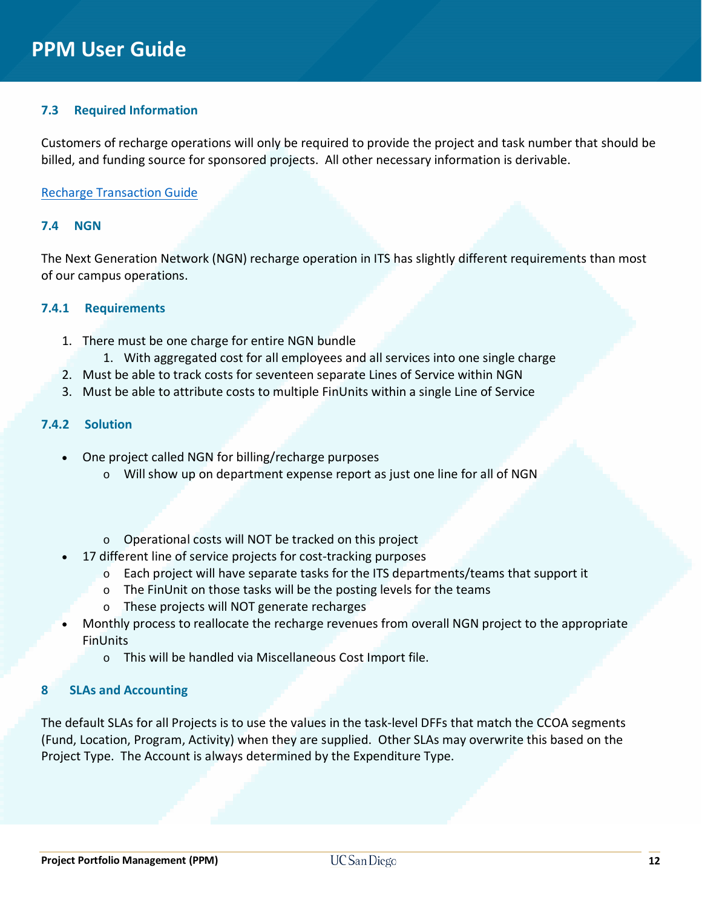### 7.3 Required Information

Customers of recharge operations will only be required to provide the project and task number that should be billed, and funding source for sponsored projects. All other necessary information is derivable.

[Recharge Transaction Guide]

### 7.4 NGN

The Next Generation Network (NGN) recharge operation in ITS has slightly different requirements than most of our campus operations.

#### 7.4.1 Requirements

1. There must be one charge for entire NGN bundle
    1. With aggregated cost for all employees and all services into one single charge
2. Must be able to track costs for seventeen separate Lines of Service within NGN
3. Must be able to attribute costs to multiple FinUnits within a single Line of Service

#### 7.4.2 Solution

- One project called NGN for billing/recharge purposes
    - Will show up on department expense report as just one line for all of NGN
    - Operational costs will NOT be tracked on this project
- 17 different line of service projects for cost-tracking purposes
    - Each project will have separate tasks for the ITS departments/teams that support it
    - The FinUnit on those tasks will be the posting levels for the teams
    - These projects will NOT generate recharges
- Monthly process to reallocate the recharge revenues from overall NGN project to the appropriate FinUnits
    - This will be handled via Miscellaneous Cost Import file.

## 8 SLAs and Accounting

The default SLAs for all Projects is to use the values in the task-level DFFs that match the CCOA segments (Fund, Location, Program, Activity) when they are supplied. Other SLAs may overwrite this based on the Project Type. The Account is always determined by the Expenditure Type.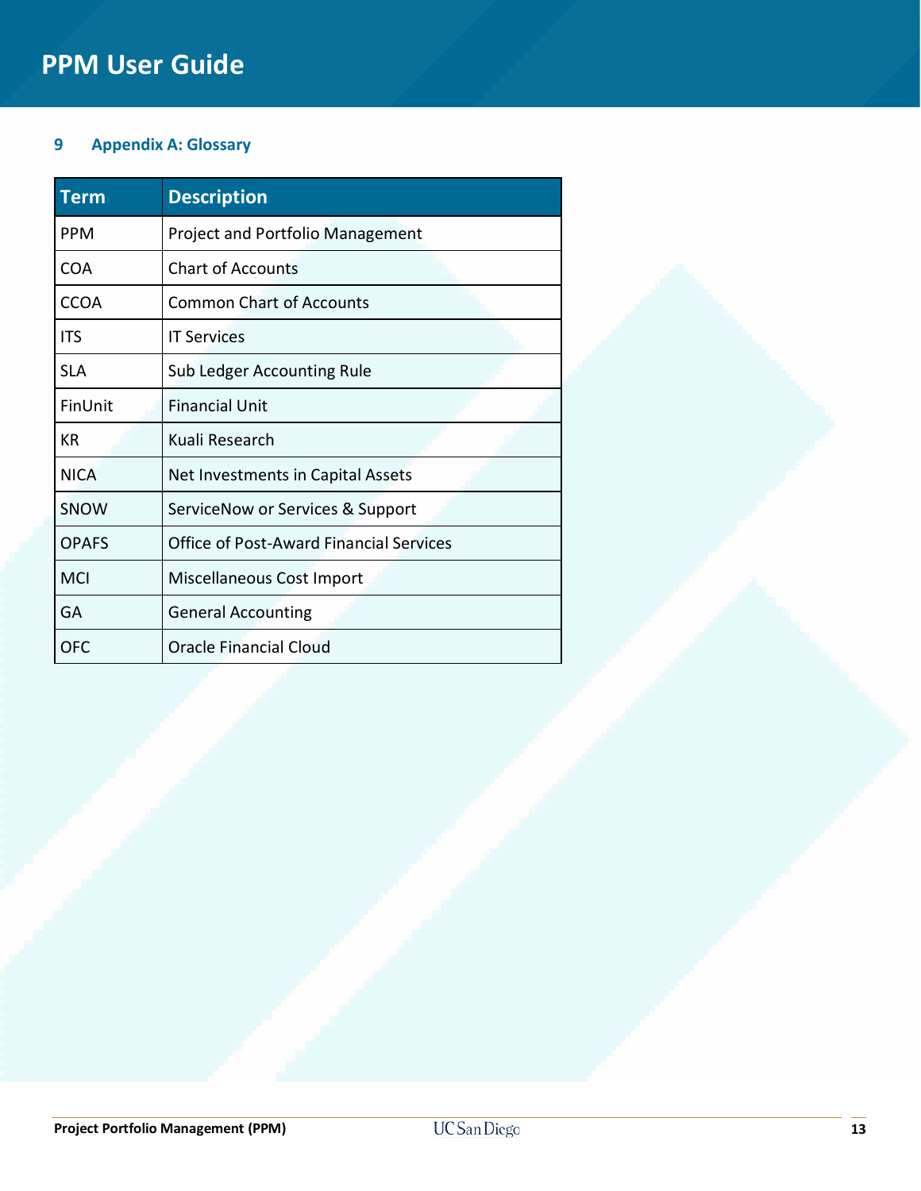## 9 Appendix A: Glossary

| Term | Description |
|---|---|
| PPM | Project and Portfolio Management |
| COA | Chart of Accounts |
| CCOA | Common Chart of Accounts |
| ITS | IT Services |
| SLA | Sub Ledger Accounting Rule |
| FinUnit | Financial Unit |
| KR | Kuali Research |
| NICA | Net Investments in Capital Assets |
| SNOW | ServiceNow or Services & Support |
| OPAFS | Office of Post-Award Financial Services |
| MCI | Miscellaneous Cost Import |
| GA | General Accounting |
| OFC | Oracle Financial Cloud |